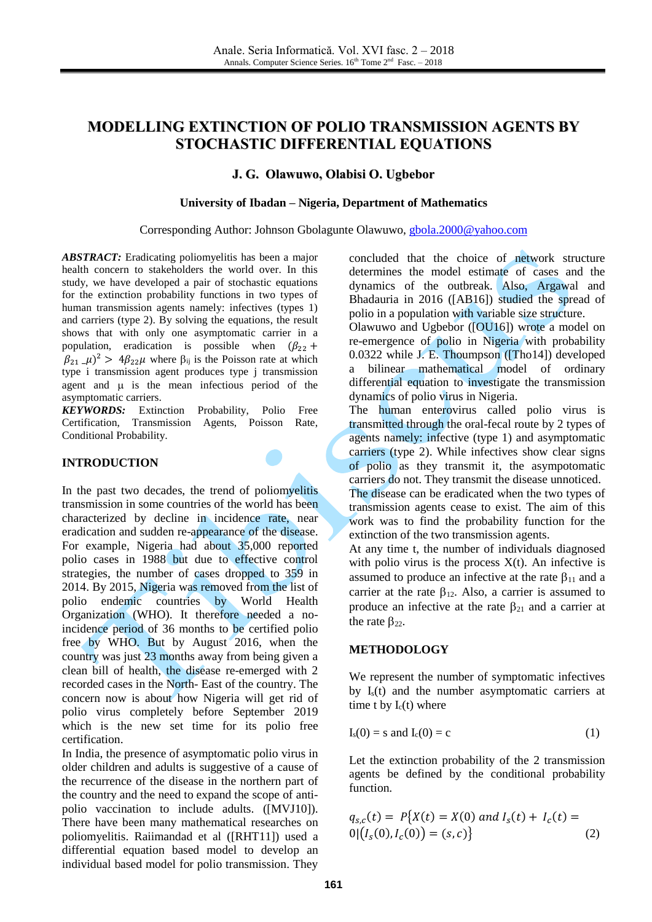# MODELLING EXTINCTION OF POLIO TRANSMISSION AGENTS BY STOCHASTIC DIFFERENTIAL EQUATIONS

**J. G. Olawuwo, Olabisi O. Ugbebor**

**University of Ibadan – Nigeria, Department of Mathematics**

Corresponding Author: Johnson Gbolagunte Olawuwo, gbola.2000@yahoo.com

***ABSTRACT:*** Eradicating poliomyelitis has been a major health concern to stakeholders the world over. In this study, we have developed a pair of stochastic equations for the extinction probability functions in two types of human transmission agents namely: infectives (types 1) and carriers (type 2). By solving the equations, the result shows that with only one asymptomatic carrier in a population, eradication is possible when $(\beta_{22} + \beta_{21} \_\mu)^2 > 4\beta_{22}\mu$ where $\beta_{ij}$ is the Poisson rate at which type i transmission agent produces type j transmission agent and μ is the mean infectious period of the asymptomatic carriers.

***KEYWORDS:*** Extinction Probability, Polio Free Certification, Transmission Agents, Poisson Rate, Conditional Probability.

## INTRODUCTION

In the past two decades, the trend of poliomyelitis transmission in some countries of the world has been characterized by decline in incidence rate, near eradication and sudden re-appearance of the disease. For example, Nigeria had about 35,000 reported polio cases in 1988 but due to effective control strategies, the number of cases dropped to 359 in 2014. By 2015, Nigeria was removed from the list of polio endemic countries by World Health Organization (WHO). It therefore needed a no-incidence period of 36 months to be certified polio free by WHO. But by August 2016, when the country was just 23 months away from being given a clean bill of health, the disease re-emerged with 2 recorded cases in the North- East of the country. The concern now is about how Nigeria will get rid of polio virus completely before September 2019 which is the new set time for its polio free certification.

In India, the presence of asymptomatic polio virus in older children and adults is suggestive of a cause of the recurrence of the disease in the northern part of the country and the need to expand the scope of anti-polio vaccination to include adults. ([MVJ10]). There have been many mathematical researches on poliomyelitis. Raiimandad et al ([RHT11]) used a differential equation based model to develop an individual based model for polio transmission. They concluded that the choice of network structure determines the model estimate of cases and the dynamics of the outbreak. Also, Argawal and Bhadauria in 2016 ([AB16]) studied the spread of polio in a population with variable size structure.

Olawuwo and Ugbebor ([OU16]) wrote a model on re-emergence of polio in Nigeria with probability 0.0322 while J. E. Thoumpson ([Tho14]) developed a bilinear mathematical model of ordinary differential equation to investigate the transmission dynamics of polio virus in Nigeria.

The human enterovirus called polio virus is transmitted through the oral-fecal route by 2 types of agents namely: infective (type 1) and asymptomatic carriers (type 2). While infectives show clear signs of polio as they transmit it, the asympotomatic carriers do not. They transmit the disease unnoticed.

The disease can be eradicated when the two types of transmission agents cease to exist. The aim of this work was to find the probability function for the extinction of the two transmission agents.

At any time t, the number of individuals diagnosed with polio virus is the process X(t). An infective is assumed to produce an infective at the rate $\beta_{11}$ and a carrier at the rate $\beta_{12}$. Also, a carrier is assumed to produce an infective at the rate $\beta_{21}$ and a carrier at the rate $\beta_{22}$.

## METHODOLOGY

We represent the number of symptomatic infectives by $I_s(t)$ and the number asymptomatic carriers at time t by $I_c(t)$ where

$$I_s(0) = s \text{ and } I_c(0) = c \tag{1}$$

Let the extinction probability of the 2 transmission agents be defined by the conditional probability function.

$$q_{s,c}(t) = P\{X(t) = X(0) \text{ and } I_s(t) + I_c(t) = 0 | (I_s(0), I_c(0)) = (s, c)\} \tag{2}$$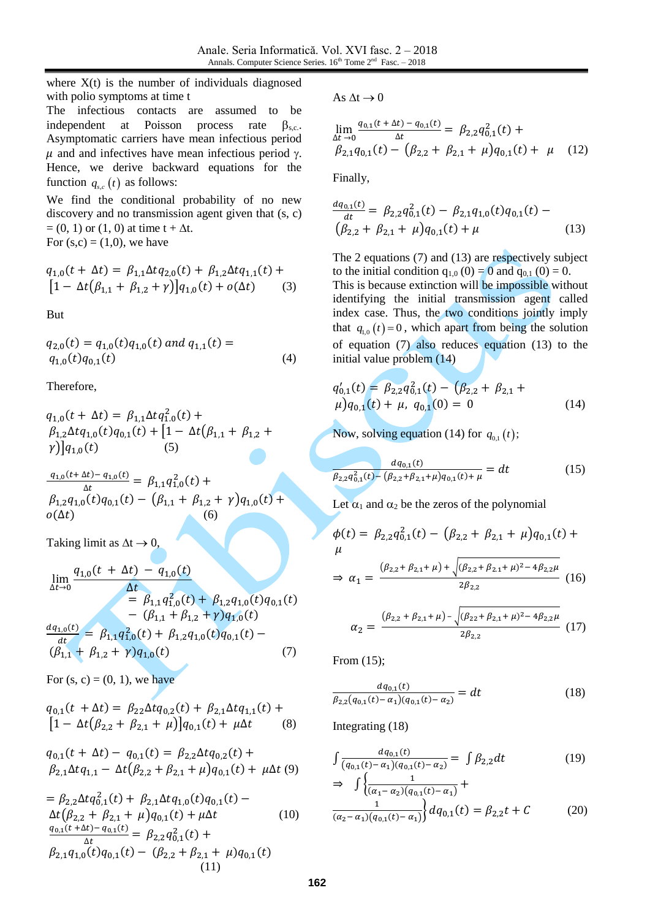where X(t) is the number of individuals diagnosed with polio symptoms at time t

The infectious contacts are assumed to be independent at Poisson process rate $\beta_{s,c}$. Asymptomatic carriers have mean infectious period $\mu$ and and infectives have mean infectious period $\gamma$. Hence, we derive backward equations for the function $q_{s,c}(t)$ as follows:

We find the conditional probability of no new discovery and no transmission agent given that (s, c) = (0, 1) or (1, 0) at time t + Δt.

For (s,c) = (1,0), we have

$$q_{1,0}(t+\Delta t) = \beta_{1,1}\Delta t q_{2,0}(t) + \beta_{1,2}\Delta t q_{1,1}(t) + [1-\Delta t(\beta_{1,1}+\beta_{1,2}+\gamma)]q_{1,0}(t) + o(\Delta t) \quad (3)$$

But

$$q_{2,0}(t) = q_{1,0}(t)q_{1,0}(t) \text{ and } q_{1,1}(t) = q_{1,0}(t)q_{0,1}(t) \quad (4)$$

Therefore,

$$q_{1,0}(t+\Delta t) = \beta_{1,1}\Delta t q_{1,0}^2(t) + \beta_{1,2}\Delta t q_{1,0}(t)q_{0,1}(t) + [1-\Delta t(\beta_{1,1}+\beta_{1,2}+\gamma)]q_{1,0}(t) \quad (5)$$

$$\frac{q_{1,0}(t+\Delta t) - q_{1,0}(t)}{\Delta t} = \beta_{1,1}q_{1,0}^2(t) + \beta_{1,2}q_{1,0}(t)q_{0,1}(t) - (\beta_{1,1}+\beta_{1,2}+\gamma)q_{1,0}(t) + o(\Delta t) \quad (6)$$

Taking limit as $\Delta t \to 0$,

$$\lim_{\Delta t \to 0}\frac{q_{1,0}(t+\Delta t) - q_{1,0}(t)}{\Delta t} = \beta_{1,1}q_{1,0}^2(t) + \beta_{1,2}q_{1,0}(t)q_{0,1}(t) - (\beta_{1,1}+\beta_{1,2}+\gamma)q_{1,0}(t)$$

$$\frac{dq_{1,0}(t)}{dt} = \beta_{1,1}q_{1,0}^2(t) + \beta_{1,2}q_{1,0}(t)q_{0,1}(t) - (\beta_{1,1}+\beta_{1,2}+\gamma)q_{1,0}(t) \quad (7)$$

For (s, c) = (0, 1), we have

$$q_{0,1}(t+\Delta t) = \beta_{22}\Delta t q_{0,2}(t) + \beta_{2,1}\Delta t q_{1,1}(t) + [1-\Delta t(\beta_{2,2}+\beta_{2,1}+\mu)]q_{0,1}(t) + \mu\Delta t \quad (8)$$

$$q_{0,1}(t+\Delta t) - q_{0,1}(t) = \beta_{2,2}\Delta t q_{0,2}(t) + \beta_{2,1}\Delta t q_{1,1} - \Delta t(\beta_{2,2}+\beta_{2,1}+\mu)q_{0,1}(t) + \mu\Delta t \quad (9)$$

$$= \beta_{2,2}\Delta t q_{0,1}^2(t) + \beta_{2,1}\Delta t q_{1,0}(t)q_{0,1}(t) - \Delta t(\beta_{2,2}+\beta_{2,1}+\mu)q_{0,1}(t) + \mu\Delta t \quad (10)$$

$$\frac{q_{0,1}(t+\Delta t) - q_{0,1}(t)}{\Delta t} = \beta_{2,2}q_{0,1}^2(t) + \beta_{2,1}q_{1,0}(t)q_{0,1}(t) - (\beta_{2,2}+\beta_{2,1}+\mu)q_{0,1}(t) \quad (11)$$

As $\Delta t \to 0$

$$\lim_{\Delta t \to 0}\frac{q_{0,1}(t+\Delta t) - q_{0,1}(t)}{\Delta t} = \beta_{2,2}q_{0,1}^2(t) + \beta_{2,1}q_{0,1}(t) - (\beta_{2,2}+\beta_{2,1}+\mu)q_{0,1}(t) + \mu \quad (12)$$

Finally,

$$\frac{dq_{0,1}(t)}{dt} = \beta_{2,2}q_{0,1}^2(t) - \beta_{2,1}q_{1,0}(t)q_{0,1}(t) - (\beta_{2,2}+\beta_{2,1}+\mu)q_{0,1}(t) + \mu \quad (13)$$

The 2 equations (7) and (13) are respectively subject to the initial condition $q_{1,0}(0) = 0$ and $q_{0,1}(0) = 0$. This is because extinction will be impossible without identifying the initial transmission agent called index case. Thus, the two conditions jointly imply that $q_{1,0}(t) = 0$, which apart from being the solution of equation (7) also reduces equation (13) to the initial value problem (14)

$$q_{0,1}'(t) = \beta_{2,2}q_{0,1}^2(t) - (\beta_{2,2}+\beta_{2,1}+\mu)q_{0,1}(t) + \mu, \; q_{0,1}(0) = 0 \quad (14)$$

Now, solving equation (14) for $q_{0,1}(t)$;

$$\frac{dq_{0,1}(t)}{\beta_{2,2}q_{0,1}^2(t) - (\beta_{2,2}+\beta_{2,1}+\mu)q_{0,1}(t) + \mu} = dt \quad (15)$$

Let $\alpha_1$ and $\alpha_2$ be the zeros of the polynomial

$$\phi(t) = \beta_{2,2}q_{0,1}^2(t) - (\beta_{2,2}+\beta_{2,1}+\mu)q_{0,1}(t) + \mu$$

$$\Rightarrow \alpha_1 = \frac{(\beta_{2,2}+\beta_{2,1}+\mu) + \sqrt{(\beta_{2,2}+\beta_{2,1}+\mu)^2 - 4\beta_{2,2}\mu}}{2\beta_{2,2}} \quad (16)$$

$$\alpha_2 = \frac{(\beta_{2,2}+\beta_{2,1}+\mu) - \sqrt{(\beta_{22}+\beta_{2,1}+\mu)^2 - 4\beta_{2,2}\mu}}{2\beta_{2,2}} \quad (17)$$

From (15);

$$\frac{dq_{0,1}(t)}{\beta_{2,2}(q_{0,1}(t)-\alpha_1)(q_{0,1}(t)-\alpha_2)} = dt \quad (18)$$

Integrating (18)

$$\int \frac{dq_{0,1}(t)}{(q_{0,1}(t)-\alpha_1)(q_{0,1}(t)-\alpha_2)} = \int \beta_{2,2}dt \quad (19)$$

$$\Rightarrow \int \left\{\frac{1}{(\alpha_1-\alpha_2)(q_{0,1}(t)-\alpha_1)} + \frac{1}{(\alpha_2-\alpha_1)(q_{0,1}(t)-\alpha_1)}\right\}dq_{0,1}(t) = \beta_{2,2}t + C \quad (20)$$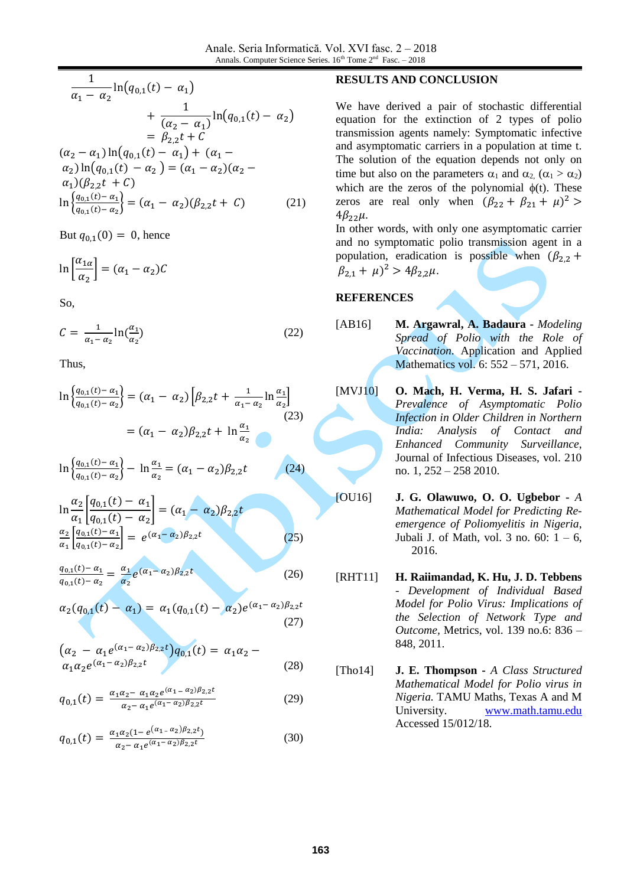$$\frac{1}{\alpha_1 - \alpha_2}\ln(q_{0,1}(t) - \alpha_1) + \frac{1}{(\alpha_2 - \alpha_1)}\ln(q_{0,1}(t) - \alpha_2) = \beta_{2,2}t + C$$

$$(\alpha_2 - \alpha_1)\ln(q_{0,1}(t) - \alpha_1) + (\alpha_1 - \alpha_2)\ln(q_{0,1}(t) - \alpha_2) = (\alpha_1 - \alpha_2)(\alpha_2 - \alpha_1)(\beta_{2,2}t + C)$$

$$\ln\left\{\frac{q_{0,1}(t) - \alpha_1}{q_{0,1}(t) - \alpha_2}\right\} = (\alpha_1 - \alpha_2)(\beta_{2,2}t + C) \tag{21}$$

But $q_{0,1}(0) = 0$, hence

$$\ln\left[\frac{\alpha_{1\alpha}}{\alpha_2}\right] = (\alpha_1 - \alpha_2)C$$

So,

$$C = \frac{1}{\alpha_1 - \alpha_2}\ln\left(\frac{\alpha_1}{\alpha_2}\right) \tag{22}$$

Thus,

$$\ln\left\{\frac{q_{0,1}(t) - \alpha_1}{q_{0,1}(t) - \alpha_2}\right\} = (\alpha_1 - \alpha_2)\left[\beta_{2,2}t + \frac{1}{\alpha_1 - \alpha_2}\ln\frac{\alpha_1}{\alpha_2}\right] \tag{23}$$

$$= (\alpha_1 - \alpha_2)\beta_{2,2}t + \ln\frac{\alpha_1}{\alpha_2}$$

$$\ln\left\{\frac{q_{0,1}(t) - \alpha_1}{q_{0,1}(t) - \alpha_2}\right\} - \ln\frac{\alpha_1}{\alpha_2} = (\alpha_1 - \alpha_2)\beta_{2,2}t \tag{24}$$

$$\ln\frac{\alpha_2}{\alpha_1}\left[\frac{q_{0,1}(t) - \alpha_1}{q_{0,1}(t) - \alpha_2}\right] = (\alpha_1 - \alpha_2)\beta_{2,2}t$$

$$\frac{\alpha_2}{\alpha_1}\left[\frac{q_{0,1}(t) - \alpha_1}{q_{0,1}(t) - \alpha_2}\right] = e^{(\alpha_1 - \alpha_2)\beta_{2,2}t} \tag{25}$$

$$\frac{q_{0,1}(t) - \alpha_1}{q_{0,1}(t) - \alpha_2} = \frac{\alpha_1}{\alpha_2}e^{(\alpha_1 - \alpha_2)\beta_{2,2}t} \tag{26}$$

$$\alpha_2(q_{0,1}(t) - \alpha_1) = \alpha_1(q_{0,1}(t) - \alpha_2)e^{(\alpha_1 - \alpha_2)\beta_{2,2}t} \tag{27}$$

$$\left(\alpha_2 - \alpha_1 e^{(\alpha_1 - \alpha_2)\beta_{2,2}t}\right)q_{0,1}(t) = \alpha_1\alpha_2 - \alpha_1\alpha_2 e^{(\alpha_1 - \alpha_2)\beta_{2,2}t} \tag{28}$$

$$q_{0,1}(t) = \frac{\alpha_1\alpha_2 - \alpha_1\alpha_2 e^{(\alpha_1 - \alpha_2)\beta_{2,2}t}}{\alpha_2 - \alpha_1 e^{(\alpha_1 - \alpha_2)\beta_{2,2}t}} \tag{29}$$

$$q_{0,1}(t) = \frac{\alpha_1\alpha_2(1 - e^{(\alpha_1 - \alpha_2)\beta_{2,2}t})}{\alpha_2 - \alpha_1 e^{(\alpha_1 - \alpha_2)\beta_{2,2}t}} \tag{30}$$

## RESULTS AND CONCLUSION

We have derived a pair of stochastic differential equation for the extinction of 2 types of polio transmission agents namely: Symptomatic infective and asymptomatic carriers in a population at time t. The solution of the equation depends not only on time but also on the parameters $\alpha_1$ and $\alpha_2$, ($\alpha_1 > \alpha_2$) which are the zeros of the polynomial $\phi(t)$. These zeros are real only when $(\beta_{22} + \beta_{21} + \mu)^2 > 4\beta_{22}\mu$.

In other words, with only one asymptomatic carrier and no symptomatic polio transmission agent in a population, eradication is possible when $(\beta_{2,2} + \beta_{2,1} + \mu)^2 > 4\beta_{2,2}\mu$.

## REFERENCES

[AB16] **M. Argawral, A. Badaura** - *Modeling Spread of Polio with the Role of Vaccination*. Application and Applied Mathematics vol. 6: 552 – 571, 2016.

[MVJ10] **O. Mach, H. Verma, H. S. Jafari** - *Prevalence of Asymptomatic Polio Infection in Older Children in Northern India: Analysis of Contact and Enhanced Community Surveillance*, Journal of Infectious Diseases, vol. 210 no. 1, 252 – 258 2010.

[OU16] **J. G. Olawuwo, O. O. Ugbebor** - *A Mathematical Model for Predicting Re-emergence of Poliomyelitis in Nigeria*, Jubali J. of Math, vol. 3 no. 60: 1 – 6, 2016.

[RHT11] **H. Raiimandad, K. Hu, J. D. Tebbens** - *Development of Individual Based Model for Polio Virus: Implications of the Selection of Network Type and Outcome*, Metrics, vol. 139 no.6: 836 – 848, 2011.

[Tho14] **J. E. Thompson** - *A Class Structured Mathematical Model for Polio virus in Nigeria*. TAMU Maths, Texas A and M University. www.math.tamu.edu Accessed 15/012/18.